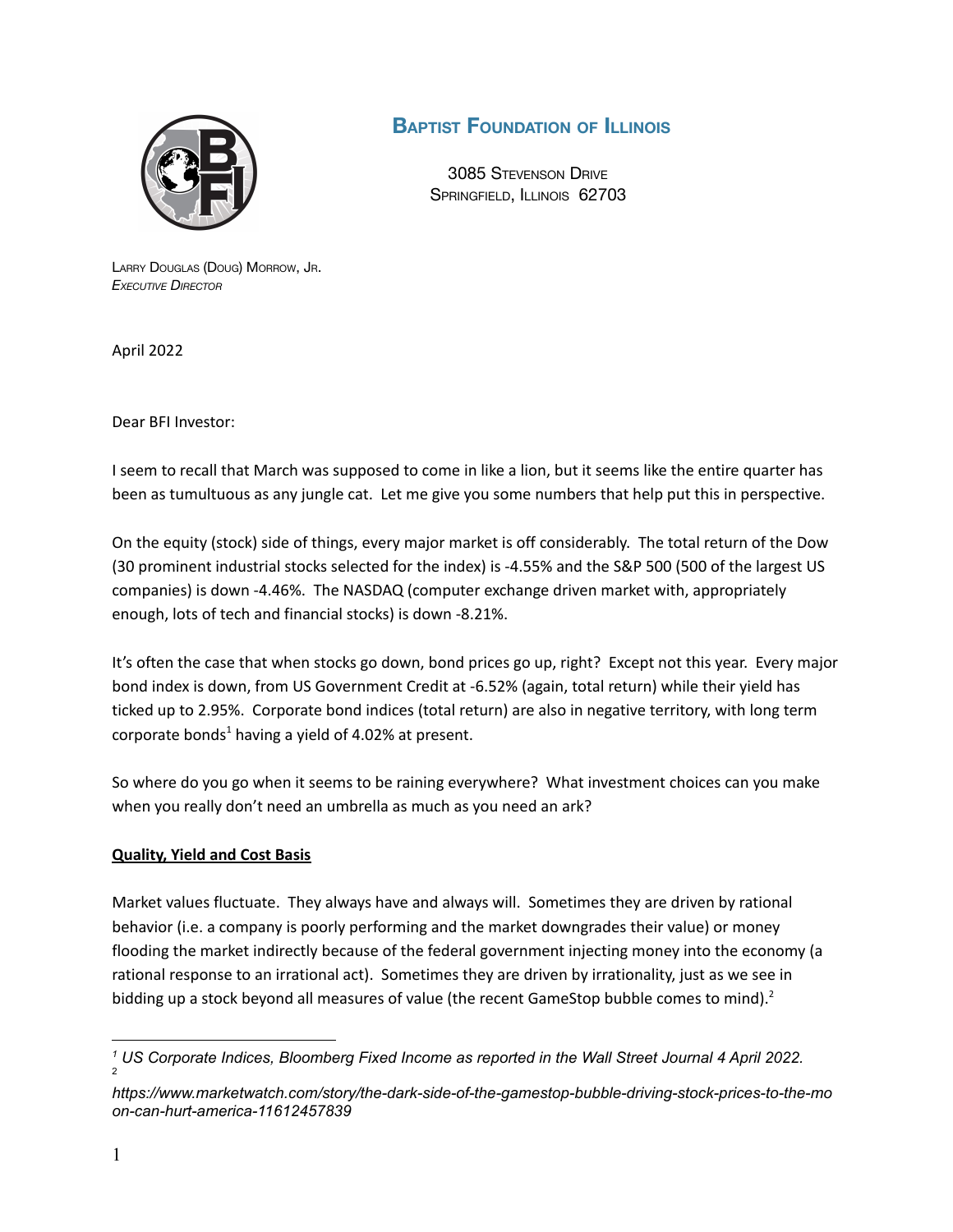# Baptist Foundation of Illinois

3085 Stevenson Drive
Springfield, Illinois 62703

Larry Douglas (Doug) Morrow, Jr.
*Executive Director*

April 2022

Dear BFI Investor:

I seem to recall that March was supposed to come in like a lion, but it seems like the entire quarter has been as tumultuous as any jungle cat. Let me give you some numbers that help put this in perspective.

On the equity (stock) side of things, every major market is off considerably. The total return of the Dow (30 prominent industrial stocks selected for the index) is -4.55% and the S&P 500 (500 of the largest US companies) is down -4.46%. The NASDAQ (computer exchange driven market with, appropriately enough, lots of tech and financial stocks) is down -8.21%.

It's often the case that when stocks go down, bond prices go up, right? Except not this year. Every major bond index is down, from US Government Credit at -6.52% (again, total return) while their yield has ticked up to 2.95%. Corporate bond indices (total return) are also in negative territory, with long term corporate bonds[1] having a yield of 4.02% at present.

So where do you go when it seems to be raining everywhere? What investment choices can you make when you really don't need an umbrella as much as you need an ark?

**Quality, Yield and Cost Basis**

Market values fluctuate. They always have and always will. Sometimes they are driven by rational behavior (i.e. a company is poorly performing and the market downgrades their value) or money flooding the market indirectly because of the federal government injecting money into the economy (a rational response to an irrational act). Sometimes they are driven by irrationality, just as we see in bidding up a stock beyond all measures of value (the recent GameStop bubble comes to mind).[2]

---

[1] *US Corporate Indices, Bloomberg Fixed Income as reported in the Wall Street Journal 4 April 2022.*

[2] *https://www.marketwatch.com/story/the-dark-side-of-the-gamestop-bubble-driving-stock-prices-to-the-moon-can-hurt-america-11612457839*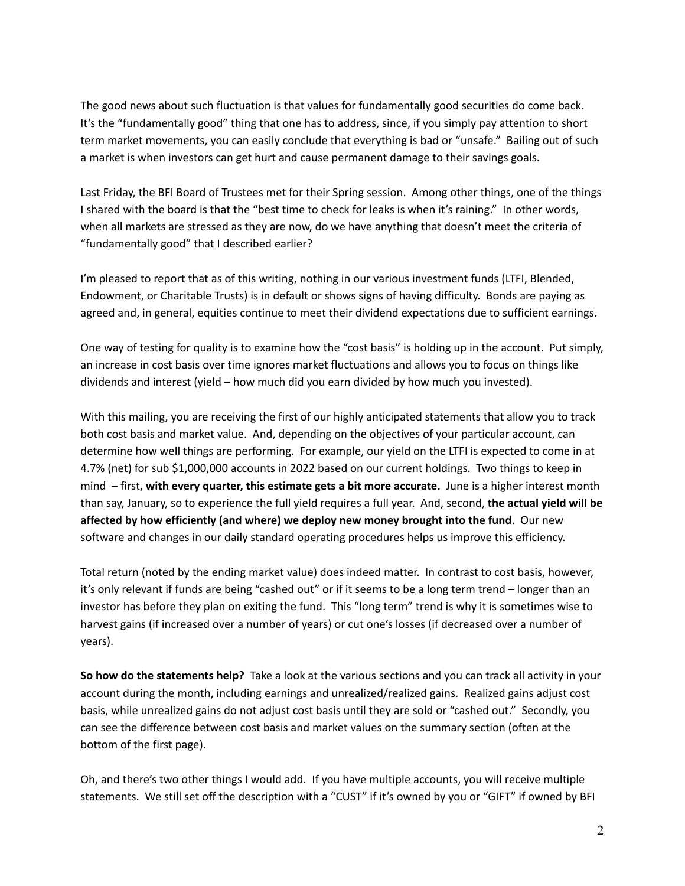The good news about such fluctuation is that values for fundamentally good securities do come back. It's the "fundamentally good" thing that one has to address, since, if you simply pay attention to short term market movements, you can easily conclude that everything is bad or "unsafe." Bailing out of such a market is when investors can get hurt and cause permanent damage to their savings goals.

Last Friday, the BFI Board of Trustees met for their Spring session. Among other things, one of the things I shared with the board is that the "best time to check for leaks is when it's raining." In other words, when all markets are stressed as they are now, do we have anything that doesn't meet the criteria of "fundamentally good" that I described earlier?

I'm pleased to report that as of this writing, nothing in our various investment funds (LTFI, Blended, Endowment, or Charitable Trusts) is in default or shows signs of having difficulty. Bonds are paying as agreed and, in general, equities continue to meet their dividend expectations due to sufficient earnings.

One way of testing for quality is to examine how the "cost basis" is holding up in the account. Put simply, an increase in cost basis over time ignores market fluctuations and allows you to focus on things like dividends and interest (yield – how much did you earn divided by how much you invested).

With this mailing, you are receiving the first of our highly anticipated statements that allow you to track both cost basis and market value. And, depending on the objectives of your particular account, can determine how well things are performing. For example, our yield on the LTFI is expected to come in at 4.7% (net) for sub $1,000,000 accounts in 2022 based on our current holdings. Two things to keep in mind – first, **with every quarter, this estimate gets a bit more accurate.** June is a higher interest month than say, January, so to experience the full yield requires a full year. And, second, **the actual yield will be affected by how efficiently (and where) we deploy new money brought into the fund**. Our new software and changes in our daily standard operating procedures helps us improve this efficiency.

Total return (noted by the ending market value) does indeed matter. In contrast to cost basis, however, it's only relevant if funds are being "cashed out" or if it seems to be a long term trend – longer than an investor has before they plan on exiting the fund. This "long term" trend is why it is sometimes wise to harvest gains (if increased over a number of years) or cut one's losses (if decreased over a number of years).

**So how do the statements help?** Take a look at the various sections and you can track all activity in your account during the month, including earnings and unrealized/realized gains. Realized gains adjust cost basis, while unrealized gains do not adjust cost basis until they are sold or "cashed out." Secondly, you can see the difference between cost basis and market values on the summary section (often at the bottom of the first page).

Oh, and there's two other things I would add. If you have multiple accounts, you will receive multiple statements. We still set off the description with a "CUST" if it's owned by you or "GIFT" if owned by BFI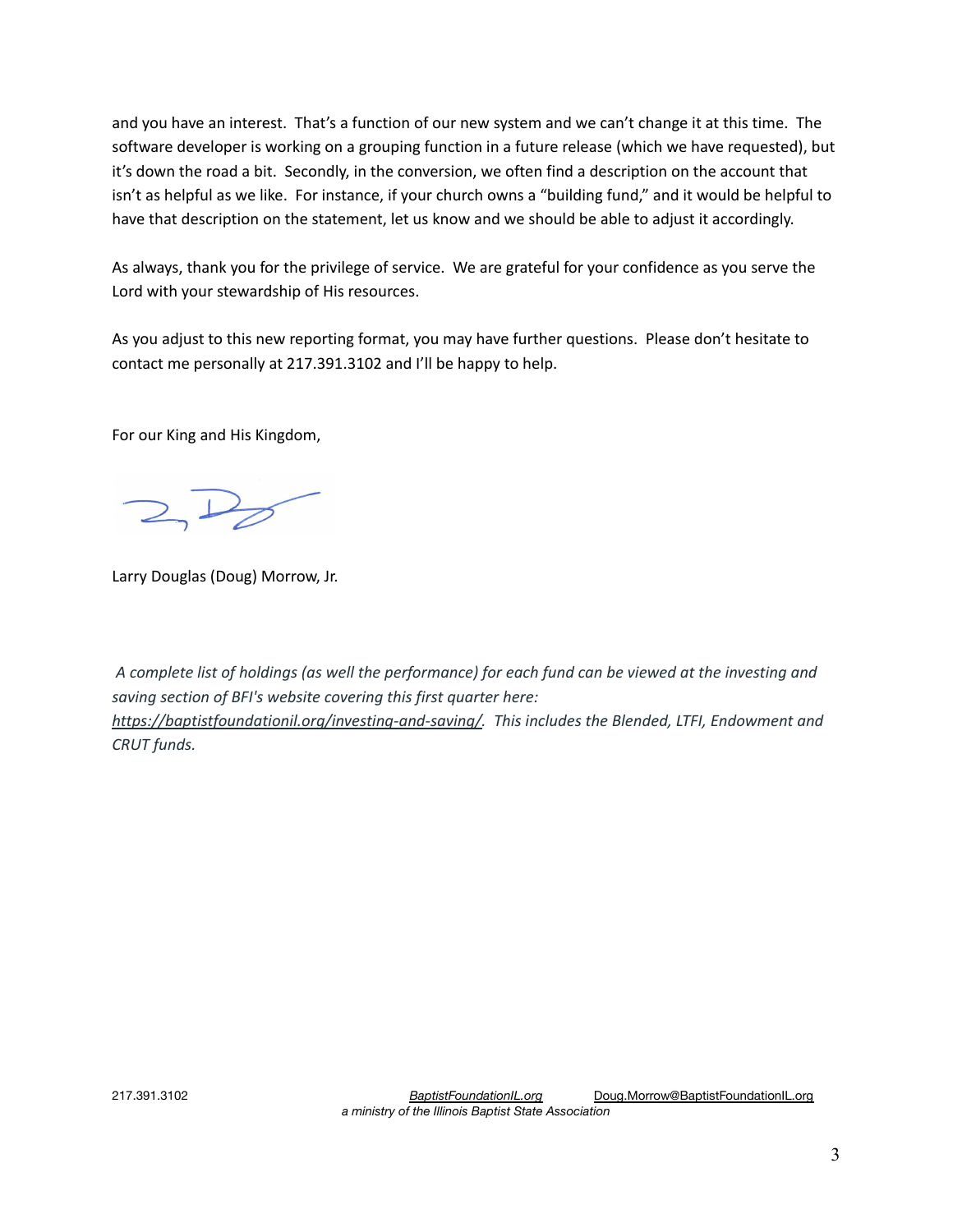and you have an interest. That's a function of our new system and we can't change it at this time. The software developer is working on a grouping function in a future release (which we have requested), but it's down the road a bit. Secondly, in the conversion, we often find a description on the account that isn't as helpful as we like. For instance, if your church owns a "building fund," and it would be helpful to have that description on the statement, let us know and we should be able to adjust it accordingly.

As always, thank you for the privilege of service. We are grateful for your confidence as you serve the Lord with your stewardship of His resources.

As you adjust to this new reporting format, you may have further questions. Please don't hesitate to contact me personally at 217.391.3102 and I'll be happy to help.

For our King and His Kingdom,

Larry Douglas (Doug) Morrow, Jr.

*A complete list of holdings (as well the performance) for each fund can be viewed at the investing and saving section of BFI's website covering this first quarter here: https://baptistfoundationil.org/investing-and-saving/. This includes the Blended, LTFI, Endowment and CRUT funds.*

217.391.3102 BaptistFoundationIL.org Doug.Morrow@BaptistFoundationIL.org
*a ministry of the Illinois Baptist State Association*